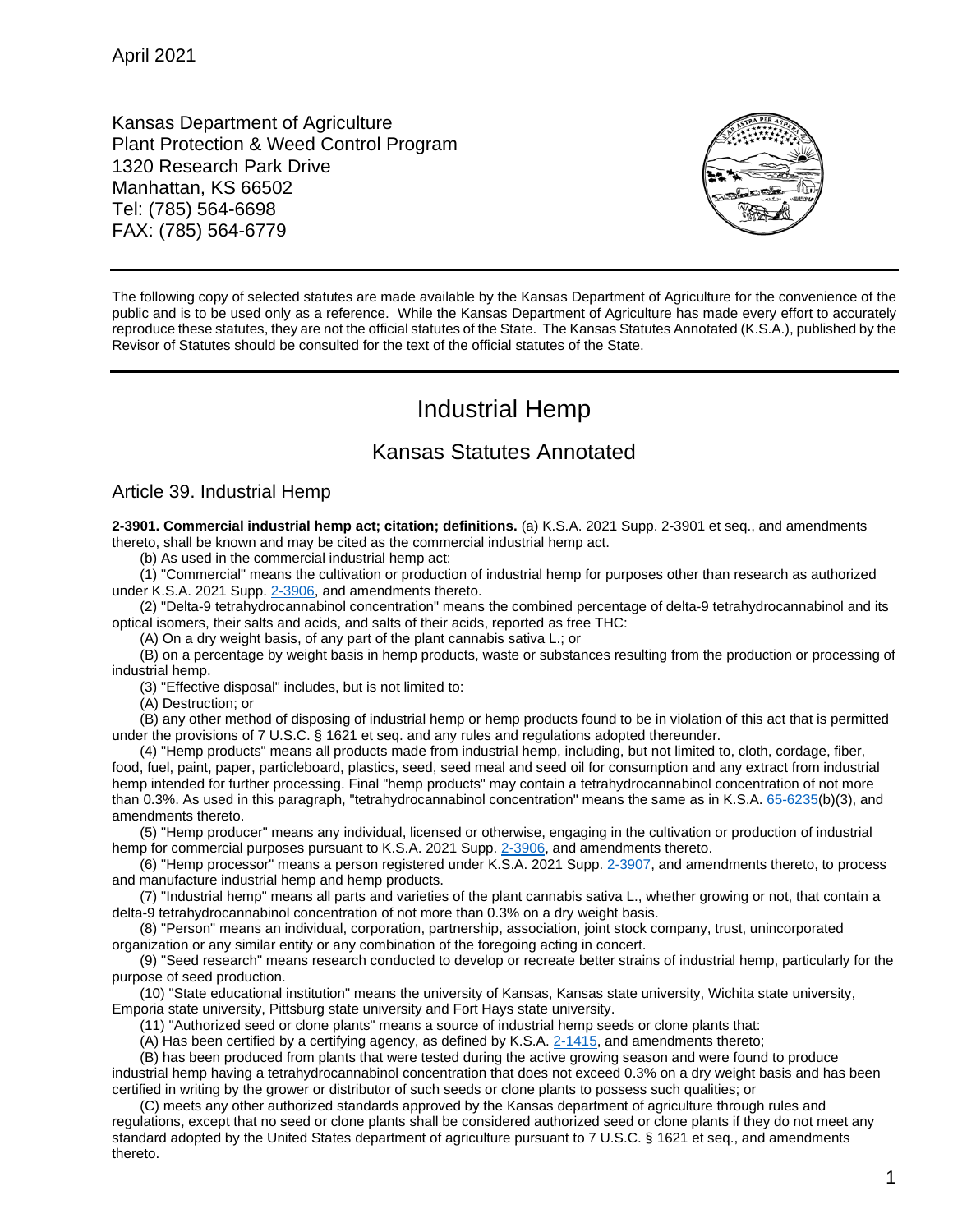April 2021

Kansas Department of Agriculture
Plant Protection & Weed Control Program
1320 Research Park Drive
Manhattan, KS 66502
Tel: (785) 564-6698
FAX: (785) 564-6779

---

The following copy of selected statutes are made available by the Kansas Department of Agriculture for the convenience of the public and is to be used only as a reference. While the Kansas Department of Agriculture has made every effort to accurately reproduce these statutes, they are not the official statutes of the State. The Kansas Statutes Annotated (K.S.A.), published by the Revisor of Statutes should be consulted for the text of the official statutes of the State.

---

# Industrial Hemp

## Kansas Statutes Annotated

### Article 39. Industrial Hemp

**2-3901. Commercial industrial hemp act; citation; definitions.** (a) K.S.A. 2021 Supp. 2-3901 et seq., and amendments thereto, shall be known and may be cited as the commercial industrial hemp act.

(b) As used in the commercial industrial hemp act:

(1) "Commercial" means the cultivation or production of industrial hemp for purposes other than research as authorized under K.S.A. 2021 Supp. 2-3906, and amendments thereto.

(2) "Delta-9 tetrahydrocannabinol concentration" means the combined percentage of delta-9 tetrahydrocannabinol and its optical isomers, their salts and acids, and salts of their acids, reported as free THC:

(A) On a dry weight basis, of any part of the plant cannabis sativa L.; or

(B) on a percentage by weight basis in hemp products, waste or substances resulting from the production or processing of industrial hemp.

(3) "Effective disposal" includes, but is not limited to:

(A) Destruction; or

(B) any other method of disposing of industrial hemp or hemp products found to be in violation of this act that is permitted under the provisions of 7 U.S.C. § 1621 et seq. and any rules and regulations adopted thereunder.

(4) "Hemp products" means all products made from industrial hemp, including, but not limited to, cloth, cordage, fiber, food, fuel, paint, paper, particleboard, plastics, seed, seed meal and seed oil for consumption and any extract from industrial hemp intended for further processing. Final "hemp products" may contain a tetrahydrocannabinol concentration of not more than 0.3%. As used in this paragraph, "tetrahydrocannabinol concentration" means the same as in K.S.A. 65-6235(b)(3), and amendments thereto.

(5) "Hemp producer" means any individual, licensed or otherwise, engaging in the cultivation or production of industrial hemp for commercial purposes pursuant to K.S.A. 2021 Supp. 2-3906, and amendments thereto.

(6) "Hemp processor" means a person registered under K.S.A. 2021 Supp. 2-3907, and amendments thereto, to process and manufacture industrial hemp and hemp products.

(7) "Industrial hemp" means all parts and varieties of the plant cannabis sativa L., whether growing or not, that contain a delta-9 tetrahydrocannabinol concentration of not more than 0.3% on a dry weight basis.

(8) "Person" means an individual, corporation, partnership, association, joint stock company, trust, unincorporated organization or any similar entity or any combination of the foregoing acting in concert.

(9) "Seed research" means research conducted to develop or recreate better strains of industrial hemp, particularly for the purpose of seed production.

(10) "State educational institution" means the university of Kansas, Kansas state university, Wichita state university, Emporia state university, Pittsburg state university and Fort Hays state university.

(11) "Authorized seed or clone plants" means a source of industrial hemp seeds or clone plants that:

(A) Has been certified by a certifying agency, as defined by K.S.A. 2-1415, and amendments thereto;

(B) has been produced from plants that were tested during the active growing season and were found to produce industrial hemp having a tetrahydrocannabinol concentration that does not exceed 0.3% on a dry weight basis and has been certified in writing by the grower or distributor of such seeds or clone plants to possess such qualities; or

(C) meets any other authorized standards approved by the Kansas department of agriculture through rules and regulations, except that no seed or clone plants shall be considered authorized seed or clone plants if they do not meet any standard adopted by the United States department of agriculture pursuant to 7 U.S.C. § 1621 et seq., and amendments thereto.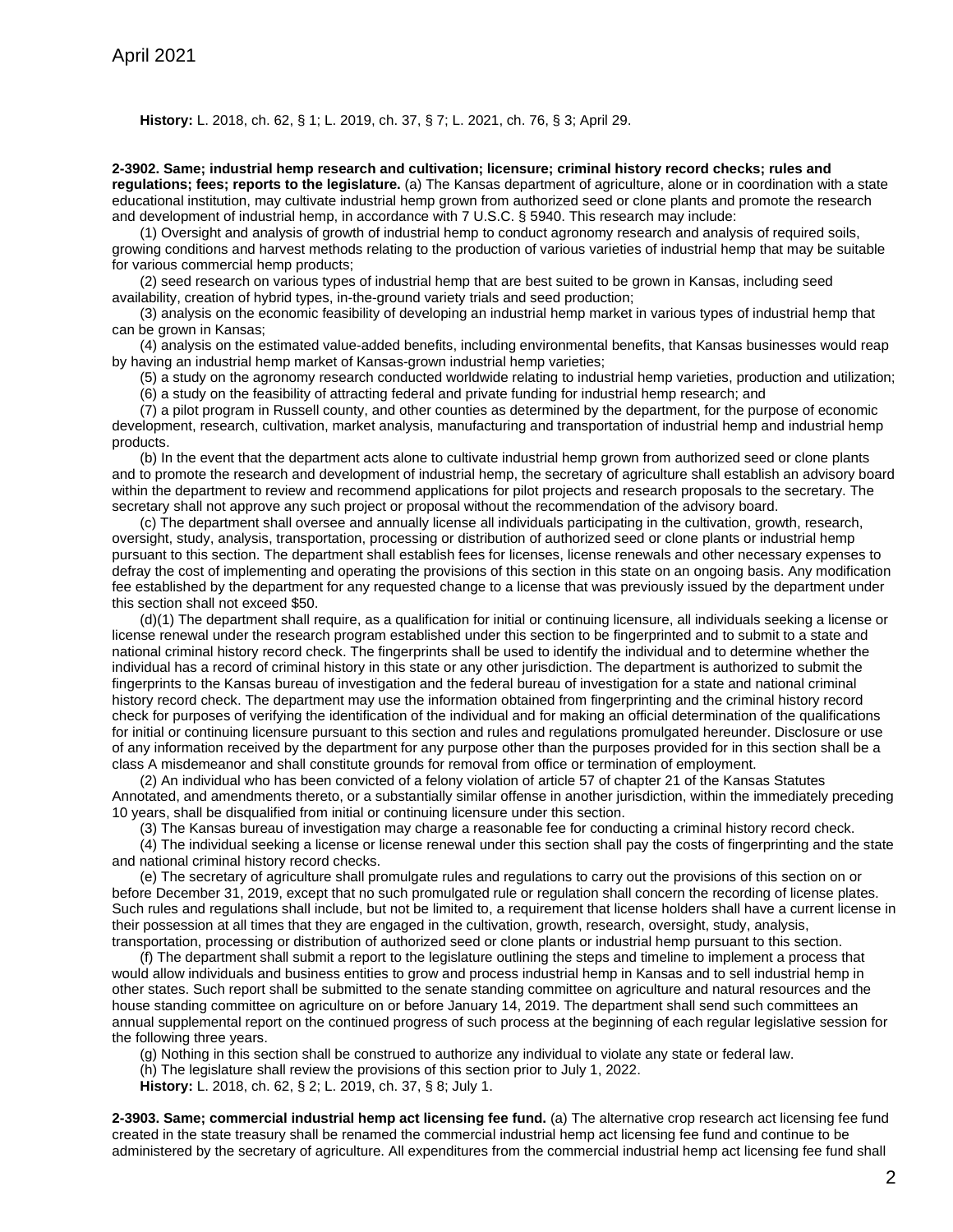**History:** L. 2018, ch. 62, § 1; L. 2019, ch. 37, § 7; L. 2021, ch. 76, § 3; April 29.

**2-3902. Same; industrial hemp research and cultivation; licensure; criminal history record checks; rules and regulations; fees; reports to the legislature.** (a) The Kansas department of agriculture, alone or in coordination with a state educational institution, may cultivate industrial hemp grown from authorized seed or clone plants and promote the research and development of industrial hemp, in accordance with 7 U.S.C. § 5940. This research may include:

(1) Oversight and analysis of growth of industrial hemp to conduct agronomy research and analysis of required soils, growing conditions and harvest methods relating to the production of various varieties of industrial hemp that may be suitable for various commercial hemp products;

(2) seed research on various types of industrial hemp that are best suited to be grown in Kansas, including seed availability, creation of hybrid types, in-the-ground variety trials and seed production;

(3) analysis on the economic feasibility of developing an industrial hemp market in various types of industrial hemp that can be grown in Kansas;

(4) analysis on the estimated value-added benefits, including environmental benefits, that Kansas businesses would reap by having an industrial hemp market of Kansas-grown industrial hemp varieties;

(5) a study on the agronomy research conducted worldwide relating to industrial hemp varieties, production and utilization;

(6) a study on the feasibility of attracting federal and private funding for industrial hemp research; and

(7) a pilot program in Russell county, and other counties as determined by the department, for the purpose of economic development, research, cultivation, market analysis, manufacturing and transportation of industrial hemp and industrial hemp products.

(b) In the event that the department acts alone to cultivate industrial hemp grown from authorized seed or clone plants and to promote the research and development of industrial hemp, the secretary of agriculture shall establish an advisory board within the department to review and recommend applications for pilot projects and research proposals to the secretary. The secretary shall not approve any such project or proposal without the recommendation of the advisory board.

(c) The department shall oversee and annually license all individuals participating in the cultivation, growth, research, oversight, study, analysis, transportation, processing or distribution of authorized seed or clone plants or industrial hemp pursuant to this section. The department shall establish fees for licenses, license renewals and other necessary expenses to defray the cost of implementing and operating the provisions of this section in this state on an ongoing basis. Any modification fee established by the department for any requested change to a license that was previously issued by the department under this section shall not exceed $50.

(d)(1) The department shall require, as a qualification for initial or continuing licensure, all individuals seeking a license or license renewal under the research program established under this section to be fingerprinted and to submit to a state and national criminal history record check. The fingerprints shall be used to identify the individual and to determine whether the individual has a record of criminal history in this state or any other jurisdiction. The department is authorized to submit the fingerprints to the Kansas bureau of investigation and the federal bureau of investigation for a state and national criminal history record check. The department may use the information obtained from fingerprinting and the criminal history record check for purposes of verifying the identification of the individual and for making an official determination of the qualifications for initial or continuing licensure pursuant to this section and rules and regulations promulgated hereunder. Disclosure or use of any information received by the department for any purpose other than the purposes provided for in this section shall be a class A misdemeanor and shall constitute grounds for removal from office or termination of employment.

(2) An individual who has been convicted of a felony violation of article 57 of chapter 21 of the Kansas Statutes Annotated, and amendments thereto, or a substantially similar offense in another jurisdiction, within the immediately preceding 10 years, shall be disqualified from initial or continuing licensure under this section.

(3) The Kansas bureau of investigation may charge a reasonable fee for conducting a criminal history record check.

(4) The individual seeking a license or license renewal under this section shall pay the costs of fingerprinting and the state and national criminal history record checks.

(e) The secretary of agriculture shall promulgate rules and regulations to carry out the provisions of this section on or before December 31, 2019, except that no such promulgated rule or regulation shall concern the recording of license plates. Such rules and regulations shall include, but not be limited to, a requirement that license holders shall have a current license in their possession at all times that they are engaged in the cultivation, growth, research, oversight, study, analysis, transportation, processing or distribution of authorized seed or clone plants or industrial hemp pursuant to this section.

(f) The department shall submit a report to the legislature outlining the steps and timeline to implement a process that would allow individuals and business entities to grow and process industrial hemp in Kansas and to sell industrial hemp in other states. Such report shall be submitted to the senate standing committee on agriculture and natural resources and the house standing committee on agriculture on or before January 14, 2019. The department shall send such committees an annual supplemental report on the continued progress of such process at the beginning of each regular legislative session for the following three years.

(g) Nothing in this section shall be construed to authorize any individual to violate any state or federal law.

(h) The legislature shall review the provisions of this section prior to July 1, 2022.

**History:** L. 2018, ch. 62, § 2; L. 2019, ch. 37, § 8; July 1.

**2-3903. Same; commercial industrial hemp act licensing fee fund.** (a) The alternative crop research act licensing fee fund created in the state treasury shall be renamed the commercial industrial hemp act licensing fee fund and continue to be administered by the secretary of agriculture. All expenditures from the commercial industrial hemp act licensing fee fund shall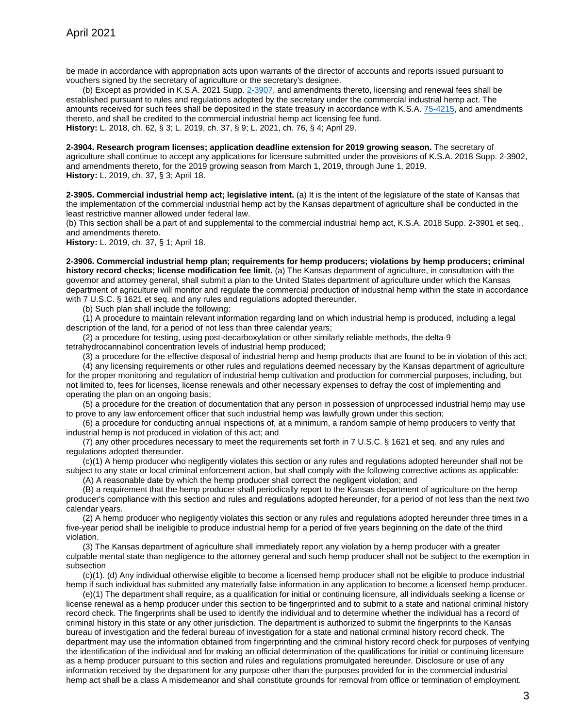be made in accordance with appropriation acts upon warrants of the director of accounts and reports issued pursuant to vouchers signed by the secretary of agriculture or the secretary's designee.

(b) Except as provided in K.S.A. 2021 Supp. 2-3907, and amendments thereto, licensing and renewal fees shall be established pursuant to rules and regulations adopted by the secretary under the commercial industrial hemp act. The amounts received for such fees shall be deposited in the state treasury in accordance with K.S.A. 75-4215, and amendments thereto, and shall be credited to the commercial industrial hemp act licensing fee fund.

**History:** L. 2018, ch. 62, § 3; L. 2019, ch. 37, § 9; L. 2021, ch. 76, § 4; April 29.

**2-3904. Research program licenses; application deadline extension for 2019 growing season.** The secretary of agriculture shall continue to accept any applications for licensure submitted under the provisions of K.S.A. 2018 Supp. 2-3902, and amendments thereto, for the 2019 growing season from March 1, 2019, through June 1, 2019.

**History:** L. 2019, ch. 37, § 3; April 18.

**2-3905. Commercial industrial hemp act; legislative intent.** (a) It is the intent of the legislature of the state of Kansas that the implementation of the commercial industrial hemp act by the Kansas department of agriculture shall be conducted in the least restrictive manner allowed under federal law.

(b) This section shall be a part of and supplemental to the commercial industrial hemp act, K.S.A. 2018 Supp. 2-3901 et seq., and amendments thereto.

**History:** L. 2019, ch. 37, § 1; April 18.

**2-3906. Commercial industrial hemp plan; requirements for hemp producers; violations by hemp producers; criminal history record checks; license modification fee limit.** (a) The Kansas department of agriculture, in consultation with the governor and attorney general, shall submit a plan to the United States department of agriculture under which the Kansas department of agriculture will monitor and regulate the commercial production of industrial hemp within the state in accordance with 7 U.S.C. § 1621 et seq. and any rules and regulations adopted thereunder.

(b) Such plan shall include the following:

(1) A procedure to maintain relevant information regarding land on which industrial hemp is produced, including a legal description of the land, for a period of not less than three calendar years;

(2) a procedure for testing, using post-decarboxylation or other similarly reliable methods, the delta-9 tetrahydrocannabinol concentration levels of industrial hemp produced;

(3) a procedure for the effective disposal of industrial hemp and hemp products that are found to be in violation of this act;

(4) any licensing requirements or other rules and regulations deemed necessary by the Kansas department of agriculture for the proper monitoring and regulation of industrial hemp cultivation and production for commercial purposes, including, but not limited to, fees for licenses, license renewals and other necessary expenses to defray the cost of implementing and operating the plan on an ongoing basis;

(5) a procedure for the creation of documentation that any person in possession of unprocessed industrial hemp may use to prove to any law enforcement officer that such industrial hemp was lawfully grown under this section;

(6) a procedure for conducting annual inspections of, at a minimum, a random sample of hemp producers to verify that industrial hemp is not produced in violation of this act; and

(7) any other procedures necessary to meet the requirements set forth in 7 U.S.C. § 1621 et seq. and any rules and regulations adopted thereunder.

(c)(1) A hemp producer who negligently violates this section or any rules and regulations adopted hereunder shall not be subject to any state or local criminal enforcement action, but shall comply with the following corrective actions as applicable:

(A) A reasonable date by which the hemp producer shall correct the negligent violation; and

(B) a requirement that the hemp producer shall periodically report to the Kansas department of agriculture on the hemp producer's compliance with this section and rules and regulations adopted hereunder, for a period of not less than the next two calendar years.

(2) A hemp producer who negligently violates this section or any rules and regulations adopted hereunder three times in a five-year period shall be ineligible to produce industrial hemp for a period of five years beginning on the date of the third violation.

(3) The Kansas department of agriculture shall immediately report any violation by a hemp producer with a greater culpable mental state than negligence to the attorney general and such hemp producer shall not be subject to the exemption in subsection (c)(1).

(d) Any individual otherwise eligible to become a licensed hemp producer shall not be eligible to produce industrial hemp if such individual has submitted any materially false information in any application to become a licensed hemp producer.

(e)(1) The department shall require, as a qualification for initial or continuing licensure, all individuals seeking a license or license renewal as a hemp producer under this section to be fingerprinted and to submit to a state and national criminal history record check. The fingerprints shall be used to identify the individual and to determine whether the individual has a record of criminal history in this state or any other jurisdiction. The department is authorized to submit the fingerprints to the Kansas bureau of investigation and the federal bureau of investigation for a state and national criminal history record check. The department may use the information obtained from fingerprinting and the criminal history record check for purposes of verifying the identification of the individual and for making an official determination of the qualifications for initial or continuing licensure as a hemp producer pursuant to this section and rules and regulations promulgated hereunder. Disclosure or use of any information received by the department for any purpose other than the purposes provided for in the commercial industrial hemp act shall be a class A misdemeanor and shall constitute grounds for removal from office or termination of employment.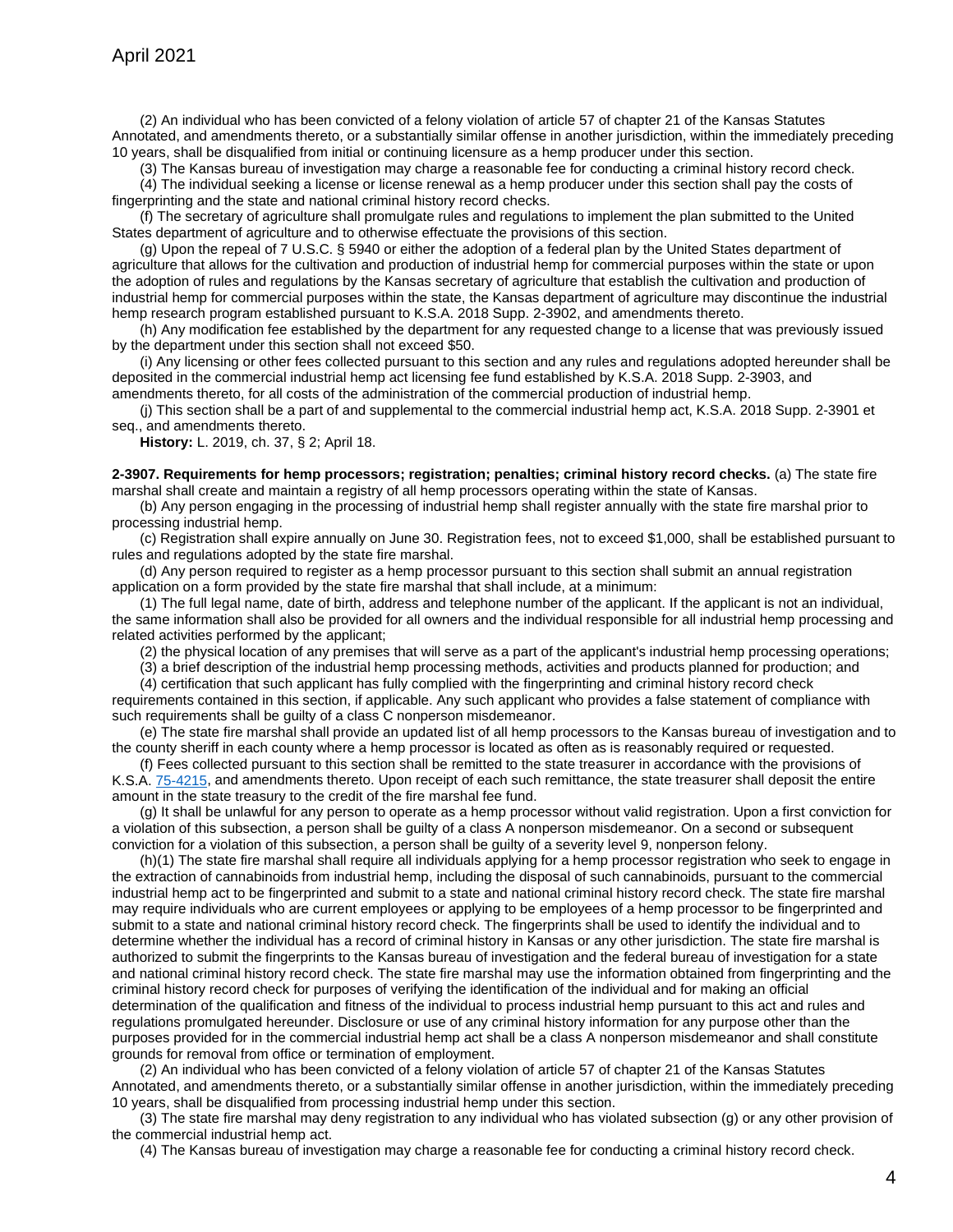(2) An individual who has been convicted of a felony violation of article 57 of chapter 21 of the Kansas Statutes Annotated, and amendments thereto, or a substantially similar offense in another jurisdiction, within the immediately preceding 10 years, shall be disqualified from initial or continuing licensure as a hemp producer under this section.

(3) The Kansas bureau of investigation may charge a reasonable fee for conducting a criminal history record check.

(4) The individual seeking a license or license renewal as a hemp producer under this section shall pay the costs of fingerprinting and the state and national criminal history record checks.

(f) The secretary of agriculture shall promulgate rules and regulations to implement the plan submitted to the United States department of agriculture and to otherwise effectuate the provisions of this section.

(g) Upon the repeal of 7 U.S.C. § 5940 or either the adoption of a federal plan by the United States department of agriculture that allows for the cultivation and production of industrial hemp for commercial purposes within the state or upon the adoption of rules and regulations by the Kansas secretary of agriculture that establish the cultivation and production of industrial hemp for commercial purposes within the state, the Kansas department of agriculture may discontinue the industrial hemp research program established pursuant to K.S.A. 2018 Supp. 2-3902, and amendments thereto.

(h) Any modification fee established by the department for any requested change to a license that was previously issued by the department under this section shall not exceed $50.

(i) Any licensing or other fees collected pursuant to this section and any rules and regulations adopted hereunder shall be deposited in the commercial industrial hemp act licensing fee fund established by K.S.A. 2018 Supp. 2-3903, and amendments thereto, for all costs of the administration of the commercial production of industrial hemp.

(j) This section shall be a part of and supplemental to the commercial industrial hemp act, K.S.A. 2018 Supp. 2-3901 et seq., and amendments thereto.

**History:** L. 2019, ch. 37, § 2; April 18.

**2-3907. Requirements for hemp processors; registration; penalties; criminal history record checks.** (a) The state fire marshal shall create and maintain a registry of all hemp processors operating within the state of Kansas.

(b) Any person engaging in the processing of industrial hemp shall register annually with the state fire marshal prior to processing industrial hemp.

(c) Registration shall expire annually on June 30. Registration fees, not to exceed $1,000, shall be established pursuant to rules and regulations adopted by the state fire marshal.

(d) Any person required to register as a hemp processor pursuant to this section shall submit an annual registration application on a form provided by the state fire marshal that shall include, at a minimum:

(1) The full legal name, date of birth, address and telephone number of the applicant. If the applicant is not an individual, the same information shall also be provided for all owners and the individual responsible for all industrial hemp processing and related activities performed by the applicant;

(2) the physical location of any premises that will serve as a part of the applicant's industrial hemp processing operations;

(3) a brief description of the industrial hemp processing methods, activities and products planned for production; and

(4) certification that such applicant has fully complied with the fingerprinting and criminal history record check requirements contained in this section, if applicable. Any such applicant who provides a false statement of compliance with such requirements shall be guilty of a class C nonperson misdemeanor.

(e) The state fire marshal shall provide an updated list of all hemp processors to the Kansas bureau of investigation and to the county sheriff in each county where a hemp processor is located as often as is reasonably required or requested.

(f) Fees collected pursuant to this section shall be remitted to the state treasurer in accordance with the provisions of K.S.A. 75-4215, and amendments thereto. Upon receipt of each such remittance, the state treasurer shall deposit the entire amount in the state treasury to the credit of the fire marshal fee fund.

(g) It shall be unlawful for any person to operate as a hemp processor without valid registration. Upon a first conviction for a violation of this subsection, a person shall be guilty of a class A nonperson misdemeanor. On a second or subsequent conviction for a violation of this subsection, a person shall be guilty of a severity level 9, nonperson felony.

(h)(1) The state fire marshal shall require all individuals applying for a hemp processor registration who seek to engage in the extraction of cannabinoids from industrial hemp, including the disposal of such cannabinoids, pursuant to the commercial industrial hemp act to be fingerprinted and submit to a state and national criminal history record check. The state fire marshal may require individuals who are current employees or applying to be employees of a hemp processor to be fingerprinted and submit to a state and national criminal history record check. The fingerprints shall be used to identify the individual and to determine whether the individual has a record of criminal history in Kansas or any other jurisdiction. The state fire marshal is authorized to submit the fingerprints to the Kansas bureau of investigation and the federal bureau of investigation for a state and national criminal history record check. The state fire marshal may use the information obtained from fingerprinting and the criminal history record check for purposes of verifying the identification of the individual and for making an official determination of the qualification and fitness of the individual to process industrial hemp pursuant to this act and rules and regulations promulgated hereunder. Disclosure or use of any criminal history information for any purpose other than the purposes provided for in the commercial industrial hemp act shall be a class A nonperson misdemeanor and shall constitute grounds for removal from office or termination of employment.

(2) An individual who has been convicted of a felony violation of article 57 of chapter 21 of the Kansas Statutes Annotated, and amendments thereto, or a substantially similar offense in another jurisdiction, within the immediately preceding 10 years, shall be disqualified from processing industrial hemp under this section.

(3) The state fire marshal may deny registration to any individual who has violated subsection (g) or any other provision of the commercial industrial hemp act.

(4) The Kansas bureau of investigation may charge a reasonable fee for conducting a criminal history record check.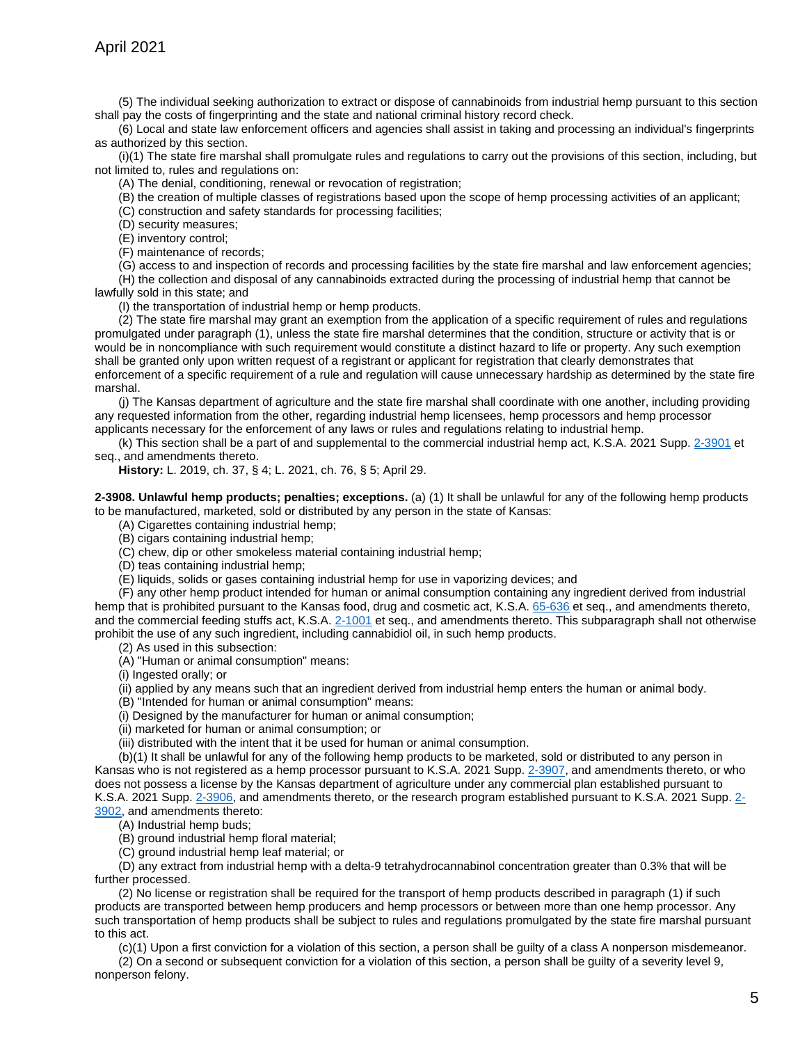(5) The individual seeking authorization to extract or dispose of cannabinoids from industrial hemp pursuant to this section shall pay the costs of fingerprinting and the state and national criminal history record check.

(6) Local and state law enforcement officers and agencies shall assist in taking and processing an individual's fingerprints as authorized by this section.

(i)(1) The state fire marshal shall promulgate rules and regulations to carry out the provisions of this section, including, but not limited to, rules and regulations on:

(A) The denial, conditioning, renewal or revocation of registration;

(B) the creation of multiple classes of registrations based upon the scope of hemp processing activities of an applicant;

(C) construction and safety standards for processing facilities;

(D) security measures;

(E) inventory control;

(F) maintenance of records;

(G) access to and inspection of records and processing facilities by the state fire marshal and law enforcement agencies;

(H) the collection and disposal of any cannabinoids extracted during the processing of industrial hemp that cannot be lawfully sold in this state; and

(I) the transportation of industrial hemp or hemp products.

(2) The state fire marshal may grant an exemption from the application of a specific requirement of rules and regulations promulgated under paragraph (1), unless the state fire marshal determines that the condition, structure or activity that is or would be in noncompliance with such requirement would constitute a distinct hazard to life or property. Any such exemption shall be granted only upon written request of a registrant or applicant for registration that clearly demonstrates that enforcement of a specific requirement of a rule and regulation will cause unnecessary hardship as determined by the state fire marshal.

(j) The Kansas department of agriculture and the state fire marshal shall coordinate with one another, including providing any requested information from the other, regarding industrial hemp licensees, hemp processors and hemp processor applicants necessary for the enforcement of any laws or rules and regulations relating to industrial hemp.

(k) This section shall be a part of and supplemental to the commercial industrial hemp act, K.S.A. 2021 Supp. 2-3901 et seq., and amendments thereto.

**History:** L. 2019, ch. 37, § 4; L. 2021, ch. 76, § 5; April 29.

**2-3908. Unlawful hemp products; penalties; exceptions.** (a) (1) It shall be unlawful for any of the following hemp products to be manufactured, marketed, sold or distributed by any person in the state of Kansas:

(A) Cigarettes containing industrial hemp;

(B) cigars containing industrial hemp;

(C) chew, dip or other smokeless material containing industrial hemp;

(D) teas containing industrial hemp;

(E) liquids, solids or gases containing industrial hemp for use in vaporizing devices; and

(F) any other hemp product intended for human or animal consumption containing any ingredient derived from industrial hemp that is prohibited pursuant to the Kansas food, drug and cosmetic act, K.S.A. 65-636 et seq., and amendments thereto, and the commercial feeding stuffs act, K.S.A. 2-1001 et seq., and amendments thereto. This subparagraph shall not otherwise prohibit the use of any such ingredient, including cannabidiol oil, in such hemp products.

(2) As used in this subsection:

(A) "Human or animal consumption" means:

(i) Ingested orally; or

(ii) applied by any means such that an ingredient derived from industrial hemp enters the human or animal body.

(B) "Intended for human or animal consumption" means:

(i) Designed by the manufacturer for human or animal consumption;

(ii) marketed for human or animal consumption; or

(iii) distributed with the intent that it be used for human or animal consumption.

(b)(1) It shall be unlawful for any of the following hemp products to be marketed, sold or distributed to any person in Kansas who is not registered as a hemp processor pursuant to K.S.A. 2021 Supp. 2-3907, and amendments thereto, or who does not possess a license by the Kansas department of agriculture under any commercial plan established pursuant to K.S.A. 2021 Supp. 2-3906, and amendments thereto, or the research program established pursuant to K.S.A. 2021 Supp. 2-3902, and amendments thereto:

(A) Industrial hemp buds;

(B) ground industrial hemp floral material;

(C) ground industrial hemp leaf material; or

(D) any extract from industrial hemp with a delta-9 tetrahydrocannabinol concentration greater than 0.3% that will be further processed.

(2) No license or registration shall be required for the transport of hemp products described in paragraph (1) if such products are transported between hemp producers and hemp processors or between more than one hemp processor. Any such transportation of hemp products shall be subject to rules and regulations promulgated by the state fire marshal pursuant to this act.

(c)(1) Upon a first conviction for a violation of this section, a person shall be guilty of a class A nonperson misdemeanor.

(2) On a second or subsequent conviction for a violation of this section, a person shall be guilty of a severity level 9, nonperson felony.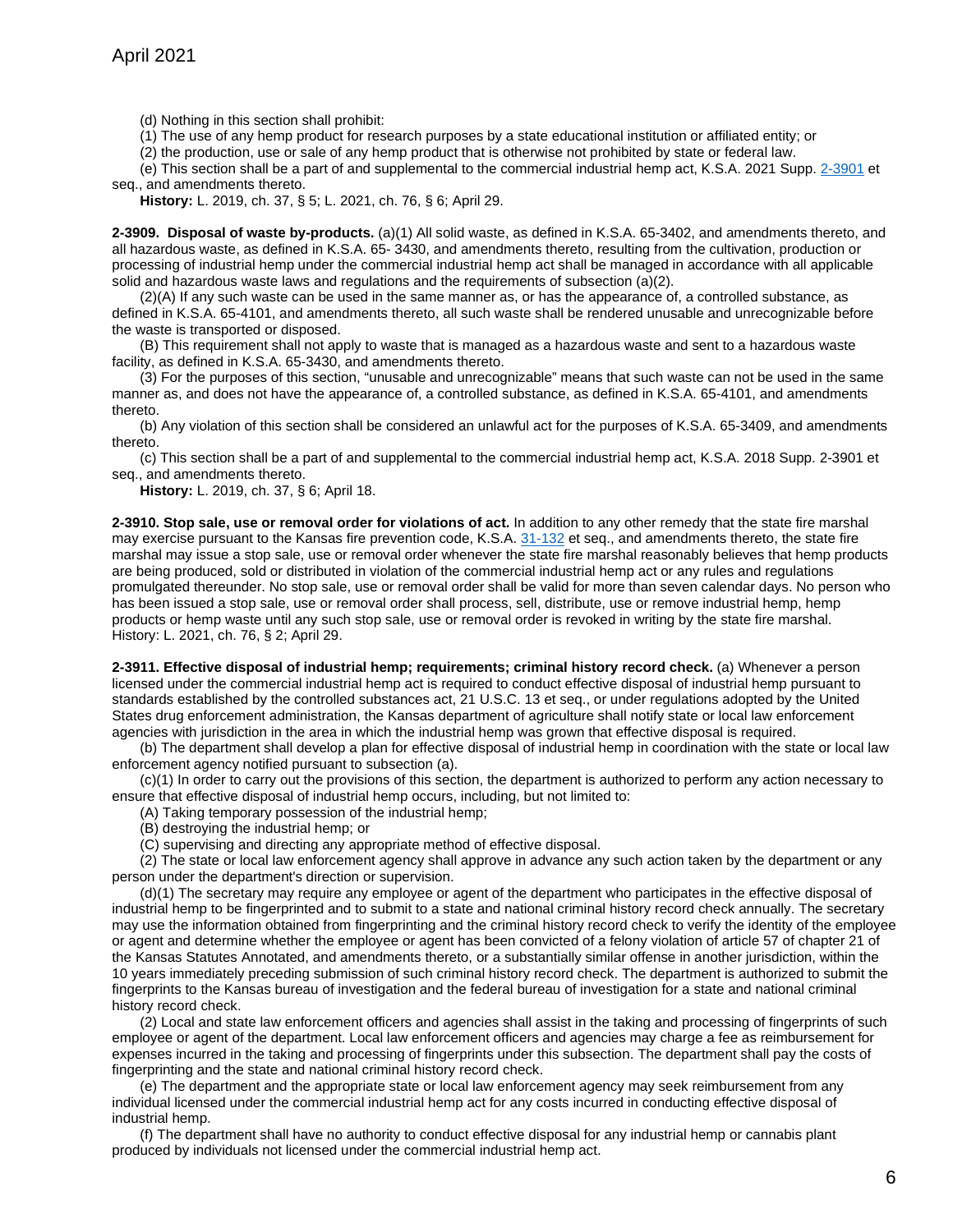(d) Nothing in this section shall prohibit:

(1) The use of any hemp product for research purposes by a state educational institution or affiliated entity; or

(2) the production, use or sale of any hemp product that is otherwise not prohibited by state or federal law.

(e) This section shall be a part of and supplemental to the commercial industrial hemp act, K.S.A. 2021 Supp. 2-3901 et seq., and amendments thereto.

**History:** L. 2019, ch. 37, § 5; L. 2021, ch. 76, § 6; April 29.

**2-3909. Disposal of waste by-products.** (a)(1) All solid waste, as defined in K.S.A. 65-3402, and amendments thereto, and all hazardous waste, as defined in K.S.A. 65- 3430, and amendments thereto, resulting from the cultivation, production or processing of industrial hemp under the commercial industrial hemp act shall be managed in accordance with all applicable solid and hazardous waste laws and regulations and the requirements of subsection (a)(2).

(2)(A) If any such waste can be used in the same manner as, or has the appearance of, a controlled substance, as defined in K.S.A. 65-4101, and amendments thereto, all such waste shall be rendered unusable and unrecognizable before the waste is transported or disposed.

(B) This requirement shall not apply to waste that is managed as a hazardous waste and sent to a hazardous waste facility, as defined in K.S.A. 65-3430, and amendments thereto.

(3) For the purposes of this section, "unusable and unrecognizable" means that such waste can not be used in the same manner as, and does not have the appearance of, a controlled substance, as defined in K.S.A. 65-4101, and amendments thereto.

(b) Any violation of this section shall be considered an unlawful act for the purposes of K.S.A. 65-3409, and amendments thereto.

(c) This section shall be a part of and supplemental to the commercial industrial hemp act, K.S.A. 2018 Supp. 2-3901 et seq., and amendments thereto.

**History:** L. 2019, ch. 37, § 6; April 18.

**2-3910. Stop sale, use or removal order for violations of act.** In addition to any other remedy that the state fire marshal may exercise pursuant to the Kansas fire prevention code, K.S.A. 31-132 et seq., and amendments thereto, the state fire marshal may issue a stop sale, use or removal order whenever the state fire marshal reasonably believes that hemp products are being produced, sold or distributed in violation of the commercial industrial hemp act or any rules and regulations promulgated thereunder. No stop sale, use or removal order shall be valid for more than seven calendar days. No person who has been issued a stop sale, use or removal order shall process, sell, distribute, use or remove industrial hemp, hemp products or hemp waste until any such stop sale, use or removal order is revoked in writing by the state fire marshal.
History: L. 2021, ch. 76, § 2; April 29.

**2-3911. Effective disposal of industrial hemp; requirements; criminal history record check.** (a) Whenever a person licensed under the commercial industrial hemp act is required to conduct effective disposal of industrial hemp pursuant to standards established by the controlled substances act, 21 U.S.C. 13 et seq., or under regulations adopted by the United States drug enforcement administration, the Kansas department of agriculture shall notify state or local law enforcement agencies with jurisdiction in the area in which the industrial hemp was grown that effective disposal is required.

(b) The department shall develop a plan for effective disposal of industrial hemp in coordination with the state or local law enforcement agency notified pursuant to subsection (a).

(c)(1) In order to carry out the provisions of this section, the department is authorized to perform any action necessary to ensure that effective disposal of industrial hemp occurs, including, but not limited to:

(A) Taking temporary possession of the industrial hemp;

(B) destroying the industrial hemp; or

(C) supervising and directing any appropriate method of effective disposal.

(2) The state or local law enforcement agency shall approve in advance any such action taken by the department or any person under the department's direction or supervision.

(d)(1) The secretary may require any employee or agent of the department who participates in the effective disposal of industrial hemp to be fingerprinted and to submit to a state and national criminal history record check annually. The secretary may use the information obtained from fingerprinting and the criminal history record check to verify the identity of the employee or agent and determine whether the employee or agent has been convicted of a felony violation of article 57 of chapter 21 of the Kansas Statutes Annotated, and amendments thereto, or a substantially similar offense in another jurisdiction, within the 10 years immediately preceding submission of such criminal history record check. The department is authorized to submit the fingerprints to the Kansas bureau of investigation and the federal bureau of investigation for a state and national criminal history record check.

(2) Local and state law enforcement officers and agencies shall assist in the taking and processing of fingerprints of such employee or agent of the department. Local law enforcement officers and agencies may charge a fee as reimbursement for expenses incurred in the taking and processing of fingerprints under this subsection. The department shall pay the costs of fingerprinting and the state and national criminal history record check.

(e) The department and the appropriate state or local law enforcement agency may seek reimbursement from any individual licensed under the commercial industrial hemp act for any costs incurred in conducting effective disposal of industrial hemp.

(f) The department shall have no authority to conduct effective disposal for any industrial hemp or cannabis plant produced by individuals not licensed under the commercial industrial hemp act.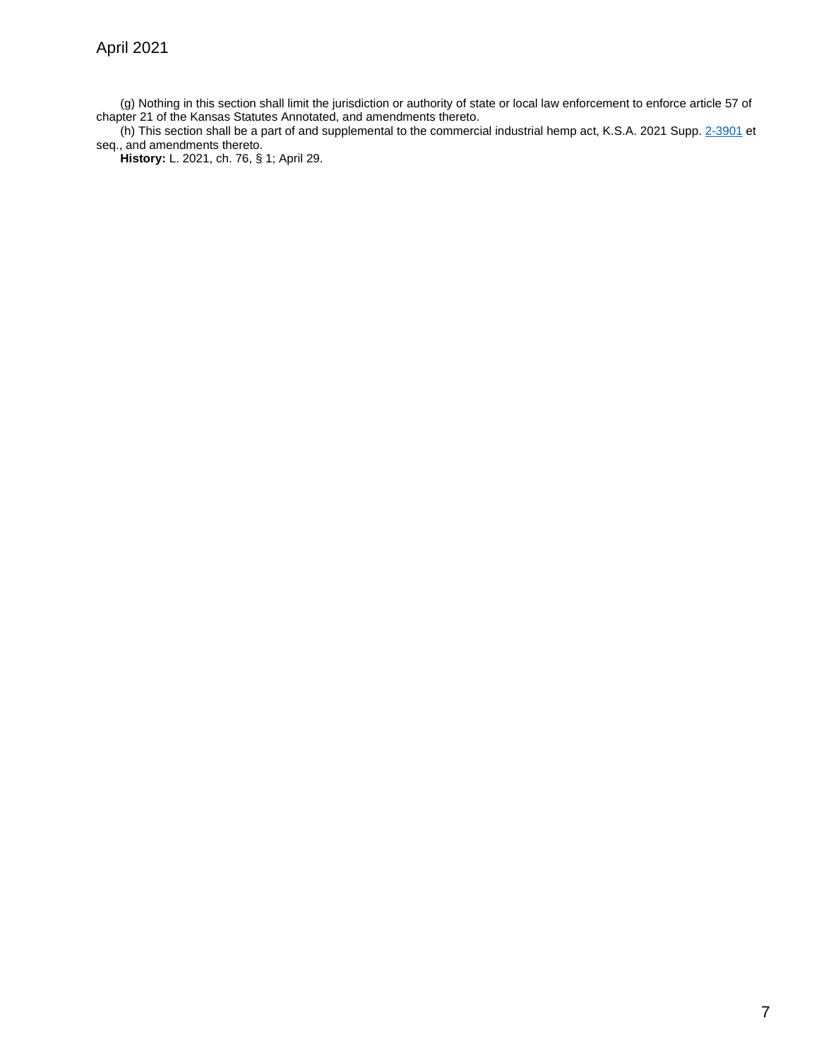(g) Nothing in this section shall limit the jurisdiction or authority of state or local law enforcement to enforce article 57 of chapter 21 of the Kansas Statutes Annotated, and amendments thereto.

(h) This section shall be a part of and supplemental to the commercial industrial hemp act, K.S.A. 2021 Supp. 2-3901 et seq., and amendments thereto.

**History:** L. 2021, ch. 76, § 1; April 29.